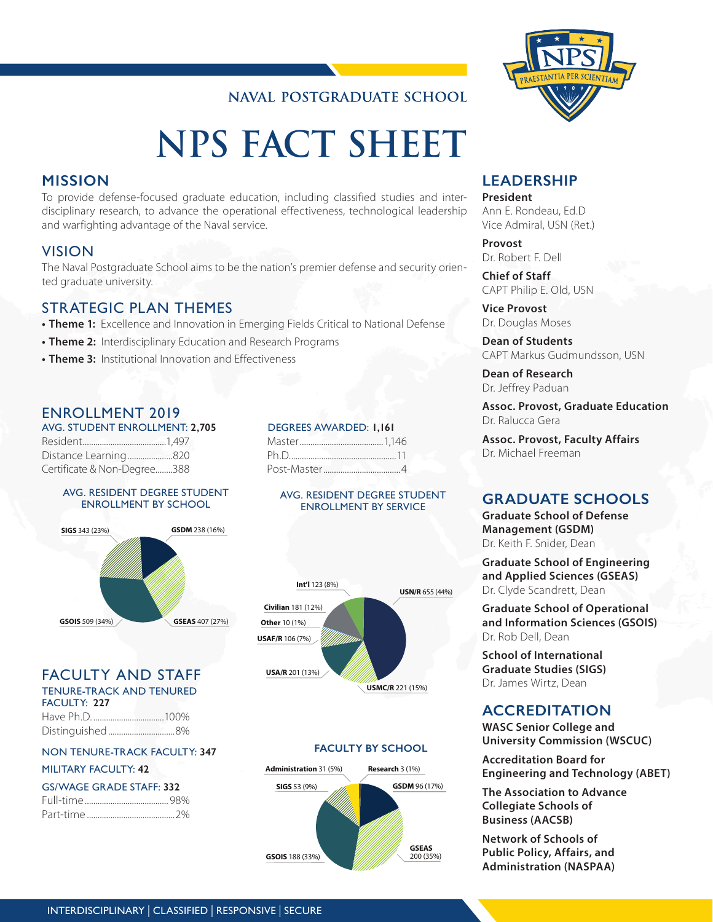NAVAL POSTGRADUATE SCHOOL

# NPS FACT SHEET

## MISSION

To provide defense-focused graduate education, including classified studies and interdisciplinary research, to advance the operational effectiveness, technological leadership and warfighting advantage of the Naval service.

## VISION

The Naval Postgraduate School aims to be the nation's premier defense and security oriented graduate university.

## STRATEGIC PLAN THEMES

- **Theme 1:** Excellence and Innovation in Emerging Fields Critical to National Defense
- **Theme 2:** Interdisciplinary Education and Research Programs
- **Theme 3:** Institutional Innovation and Effectiveness

## ENROLLMENT 2019

### AVG. STUDENT ENROLLMENT: **2,705**

| | |
|---|---|
| Resident | 1,497 |
| Distance Learning | 820 |
| Certificate & Non-Degree | 388 |

### DEGREES AWARDED: **1,161**

| | |
|---|---|
| Master | 1,146 |
| Ph.D. | 11 |
| Post-Master | 4 |

### AVG. RESIDENT DEGREE STUDENT ENROLLMENT BY SCHOOL

- **SIGS** 343 (23%)
- **GSDM** 238 (16%)
- **GSOIS** 509 (34%)
- **GSEAS** 407 (27%)

### AVG. RESIDENT DEGREE STUDENT ENROLLMENT BY SERVICE

- **Int'l** 123 (8%)
- **USN/R** 655 (44%)
- **Civilian** 181 (12%)
- **Other** 10 (1%)
- **USAF/R** 106 (7%)
- **USA/R** 201 (13%)
- **USMC/R** 221 (15%)

## FACULTY AND STAFF

### TENURE-TRACK AND TENURED FACULTY: **227**

| | |
|---|---|
| Have Ph.D. | 100% |
| Distinguished | 8% |

### NON TENURE-TRACK FACULTY: **347**

### MILITARY FACULTY: **42**

### GS/WAGE GRADE STAFF: **332**

| | |
|---|---|
| Full-time | 98% |
| Part-time | 2% |

### FACULTY BY SCHOOL

- **Administration** 31 (5%)
- **Research** 3 (1%)
- **SIGS** 53 (9%)
- **GSDM** 96 (17%)
- **GSEAS** 200 (35%)
- **GSOIS** 188 (33%)

## LEADERSHIP

**President**
Ann E. Rondeau, Ed.D
Vice Admiral, USN (Ret.)

**Provost**
Dr. Robert F. Dell

**Chief of Staff**
CAPT Philip E. Old, USN

**Vice Provost**
Dr. Douglas Moses

**Dean of Students**
CAPT Markus Gudmundsson, USN

**Dean of Research**
Dr. Jeffrey Paduan

**Assoc. Provost, Graduate Education**
Dr. Ralucca Gera

**Assoc. Provost, Faculty Affairs**
Dr. Michael Freeman

## GRADUATE SCHOOLS

**Graduate School of Defense Management (GSDM)**
Dr. Keith F. Snider, Dean

**Graduate School of Engineering and Applied Sciences (GSEAS)**
Dr. Clyde Scandrett, Dean

**Graduate School of Operational and Information Sciences (GSOIS)**
Dr. Rob Dell, Dean

**School of International Graduate Studies (SIGS)**
Dr. James Wirtz, Dean

## ACCREDITATION

**WASC Senior College and University Commission (WSCUC)**

**Accreditation Board for Engineering and Technology (ABET)**

**The Association to Advance Collegiate Schools of Business (AACSB)**

**Network of Schools of Public Policy, Affairs, and Administration (NASPAA)**

INTERDISCIPLINARY | CLASSIFIED | RESPONSIVE | SECURE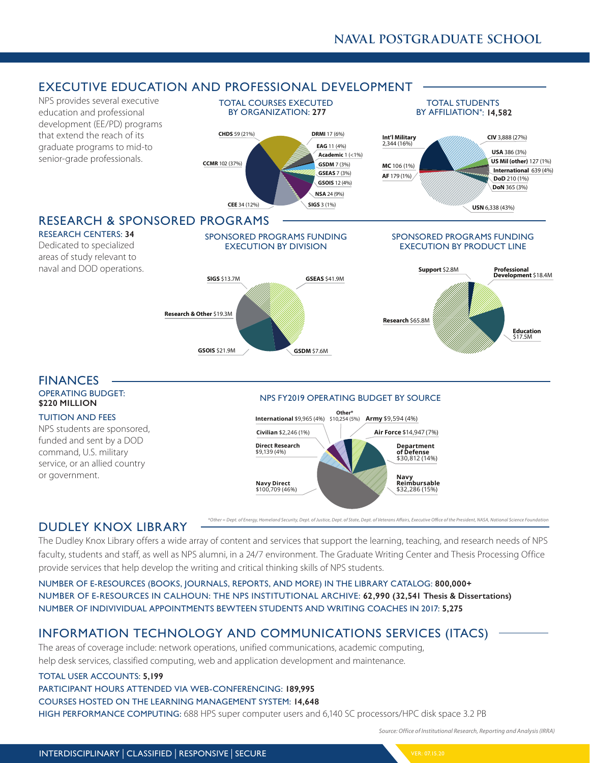# EXECUTIVE EDUCATION AND PROFESSIONAL DEVELOPMENT

NPS provides several executive education and professional development (EE/PD) programs that extend the reach of its graduate programs to mid-to senior-grade professionals.

### TOTAL COURSES EXECUTED BY ORGANIZATION: **277**

**CHDS** 59 (21%)
**DRMI** 17 (6%)
**EAG** 11 (4%)
**Academic** 1 (<1%)
**CCMR** 102 (37%)
**GSDM** 7 (3%)
**GSEAS** 7 (3%)
**GSOIS** 12 (4%)
**NSA** 24 (9%)
**CEE** 34 (12%)
**SIGS** 3 (1%)

### TOTAL STUDENTS BY AFFILIATION*: **14,582**

**Int'l Military** 2,344 (16%)
**CIV** 3,888 (27%)
**USA** 386 (3%)
**US Mil (other)** 127 (1%)
**MC** 106 (1%)
**International** 639 (4%)
**AF** 179 (1%)
**DoD** 210 (1%)
**DoN** 365 (3%)
**USN** 6,338 (43%)

# RESEARCH & SPONSORED PROGRAMS

RESEARCH CENTERS: **34**
Dedicated to specialized areas of study relevant to naval and DOD operations.

### SPONSORED PROGRAMS FUNDING EXECUTION BY DIVISION

**SIGS** $13.7M
**GSEAS** $41.9M
**Research & Other** $19.3M
**GSOIS** $21.9M
**GSDM** $7.6M

### SPONSORED PROGRAMS FUNDING EXECUTION BY PRODUCT LINE

**Support** $2.8M
**Professional Development** $18.4M
**Research** $65.8M
**Education** $17.5M

# FINANCES

OPERATING BUDGET:
**$220 MILLION**

TUITION AND FEES
NPS students are sponsored, funded and sent by a DOD command, U.S. military service, or an allied country or government.

### NPS FY2019 OPERATING BUDGET BY SOURCE

**International** $9,965 (4%)
**Other*** $10,254 (5%)
**Army** $9,594 (4%)
**Civilian** $2,246 (1%)
**Air Force** $14,947 (7%)
**Direct Research** $9,139 (4%)
**Department of Defense** $30,812 (14%)
**Navy Reimbursable** $32,286 (15%)
**Navy Direct** $100,709 (46%)

*Other = Dept. of Energy, Homeland Security, Dept. of Justice, Dept. of State, Dept. of Veterans Affairs, Executive Office of the President, NASA, National Science Foundation*

# DUDLEY KNOX LIBRARY

The Dudley Knox Library offers a wide array of content and services that support the learning, teaching, and research needs of NPS faculty, students and staff, as well as NPS alumni, in a 24/7 environment. The Graduate Writing Center and Thesis Processing Office provide services that help develop the writing and critical thinking skills of NPS students.

NUMBER OF E-RESOURCES (BOOKS, JOURNALS, REPORTS, AND MORE) IN THE LIBRARY CATALOG: **800,000+**
NUMBER OF E-RESOURCES IN CALHOUN: THE NPS INSTITUTIONAL ARCHIVE: **62,990 (32,541 Thesis & Dissertations)**
NUMBER OF INDIVIDUAL APPOINTMENTS BEWTEEN STUDENTS AND WRITING COACHES IN 2017: **5,275**

# INFORMATION TECHNOLOGY AND COMMUNICATIONS SERVICES (ITACS)

The areas of coverage include: network operations, unified communications, academic computing, help desk services, classified computing, web and application development and maintenance.

TOTAL USER ACCOUNTS: **5,199**
PARTICIPANT HOURS ATTENDED VIA WEB-CONFERENCING: **189,995**
COURSES HOSTED ON THE LEARNING MANAGEMENT SYSTEM: **14,648**
HIGH PERFORMANCE COMPUTING: 688 HPS super computer users and 6,140 SC processors/HPC disk space 3.2 PB

*Source: Office of Institutional Research, Reporting and Analysis (IRRA)*

INTERDISCIPLINARY | CLASSIFIED | RESPONSIVE | SECURE